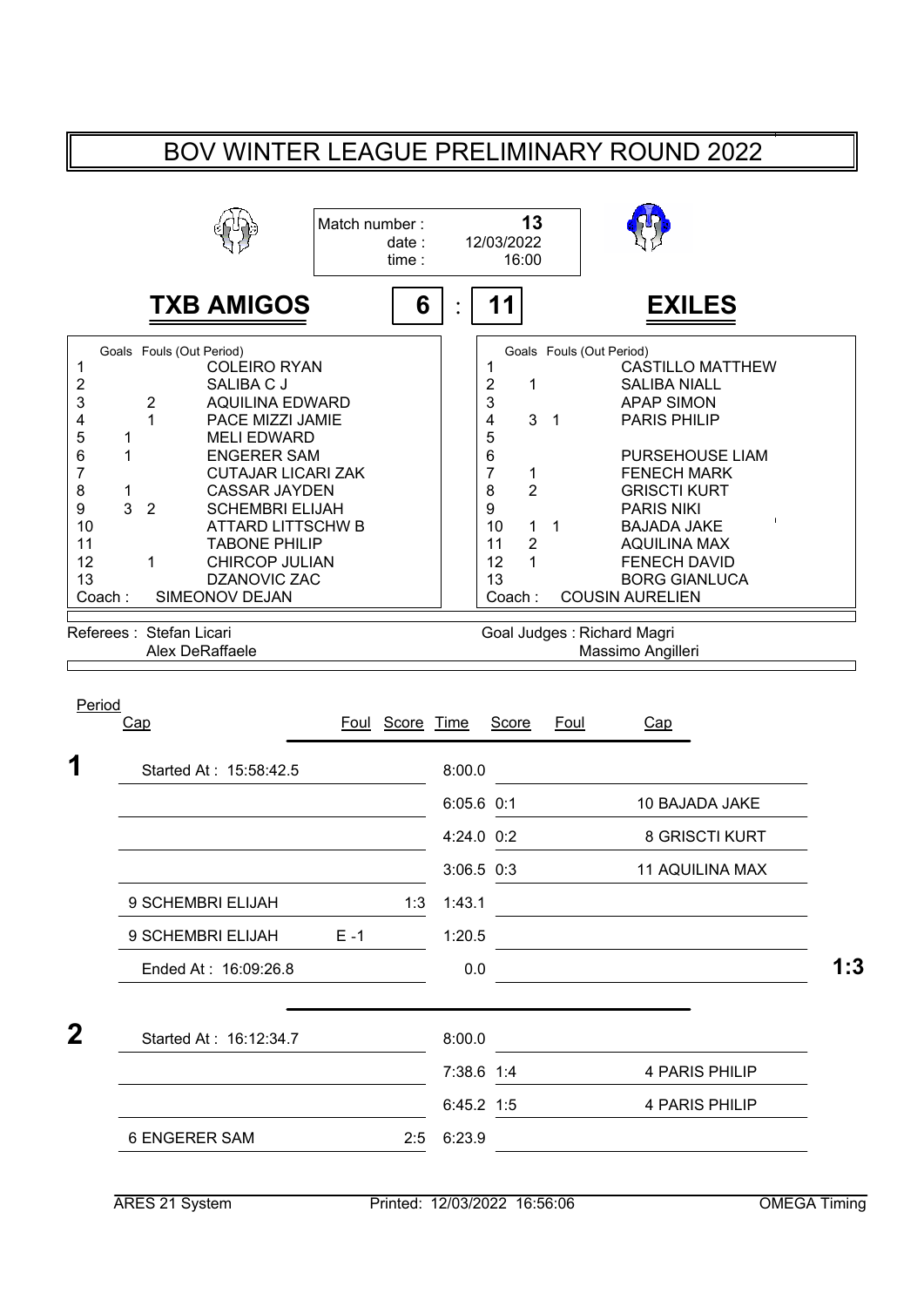# BOV WINTER LEAGUE PRELIMINARY ROUND 2022

Match number : 13
date : 12/03/2022
time : 16:00

## TXB AMIGOS 6 : 11 EXILES

| # | Goals | Fouls (Out Period) | TXB AMIGOS |
|---|---|---|---|
| 1 | | | COLEIRO RYAN |
| 2 | | | SALIBA C J |
| 3 | | 2 | AQUILINA EDWARD |
| 4 | | 1 | PACE MIZZI JAMIE |
| 5 | 1 | | MELI EDWARD |
| 6 | 1 | | ENGERER SAM |
| 7 | | | CUTAJAR LICARI ZAK |
| 8 | 1 | | CASSAR JAYDEN |
| 9 | 3 | 2 | SCHEMBRI ELIJAH |
| 10 | | | ATTARD LITTSCHW B |
| 11 | | | TABONE PHILIP |
| 12 | | 1 | CHIRCOP JULIAN |
| 13 | | | DZANOVIC ZAC |
| Coach : | | | SIMEONOV DEJAN |

| # | Goals | Fouls (Out Period) | EXILES |
|---|---|---|---|
| 1 | | | CASTILLO MATTHEW |
| 2 | 1 | | SALIBA NIALL |
| 3 | | | APAP SIMON |
| 4 | 3 | 1 | PARIS PHILIP |
| 5 | | | |
| 6 | | | PURSEHOUSE LIAM |
| 7 | 1 | | FENECH MARK |
| 8 | 2 | | GRISCTI KURT |
| 9 | | | PARIS NIKI |
| 10 | 1 | 1 | BAJADA JAKE |
| 11 | 2 | | AQUILINA MAX |
| 12 | 1 | | FENECH DAVID |
| 13 | | | BORG GIANLUCA |
| Coach : | | | COUSIN AURELIEN |

Referees : Stefan Licari, Alex DeRaffaele

Goal Judges : Richard Magri, Massimo Angilleri

| Period | Cap | Foul | Score | Time | Score | Foul | Cap |
|---|---|---|---|---|---|---|---|
| **1** | Started At : 15:58:42.5 | | | 8:00.0 | | | |
| | | | | 6:05.6 | 0:1 | | 10 BAJADA JAKE |
| | | | | 4:24.0 | 0:2 | | 8 GRISCTI KURT |
| | | | | 3:06.5 | 0:3 | | 11 AQUILINA MAX |
| | 9 SCHEMBRI ELIJAH | | 1:3 | 1:43.1 | | | |
| | 9 SCHEMBRI ELIJAH | E -1 | | 1:20.5 | | | |
| | Ended At : 16:09:26.8 | | | 0.0 | | | **1:3** |
| **2** | Started At : 16:12:34.7 | | | 8:00.0 | | | |
| | | | | 7:38.6 | 1:4 | | 4 PARIS PHILIP |
| | | | | 6:45.2 | 1:5 | | 4 PARIS PHILIP |
| | 6 ENGERER SAM | | 2:5 | 6:23.9 | | | |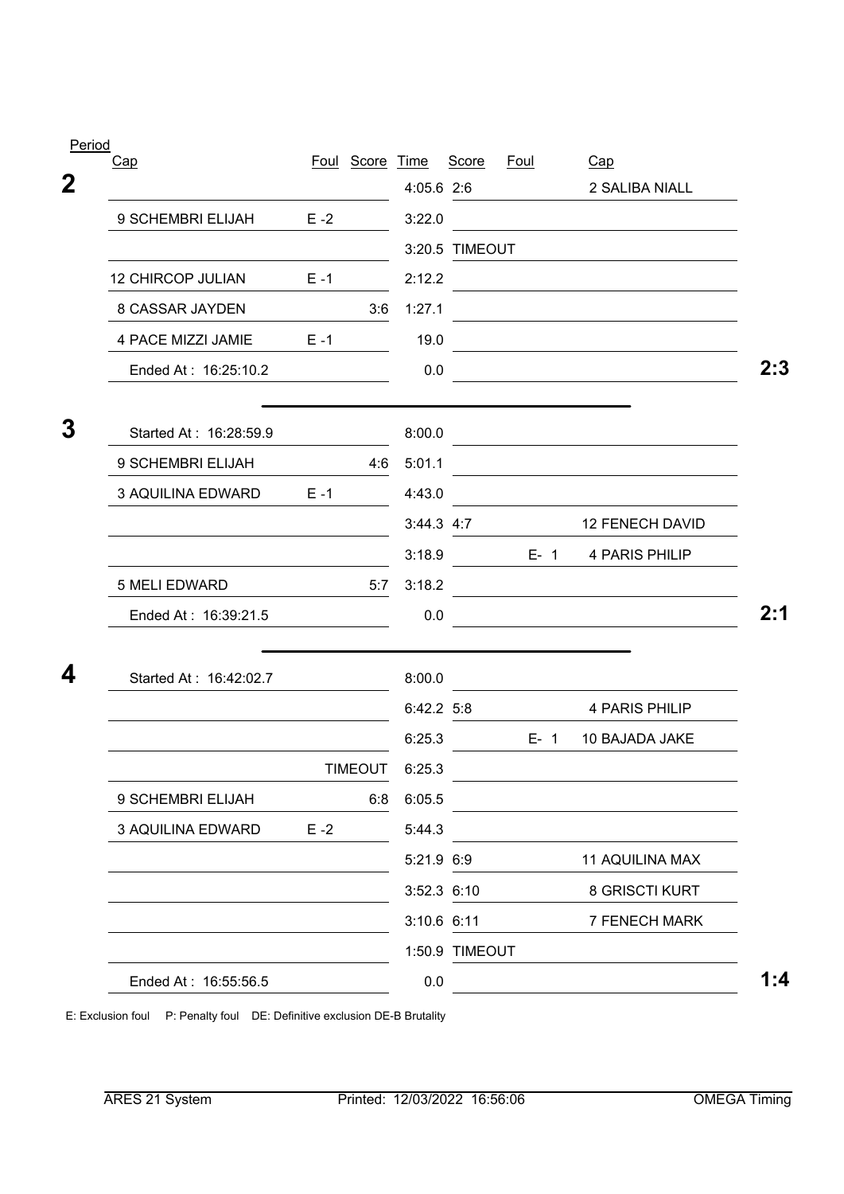| Period | Cap | Foul | Score | Time | Score | Foul | Cap | |
|---|---|---|---|---|---|---|---|---|
| **2** | | | | 4:05.6 | 2:6 | | 2 SALIBA NIALL | |
| | 9 SCHEMBRI ELIJAH | E -2 | | 3:22.0 | | | | |
| | | | | 3:20.5 | TIMEOUT | | | |
| | 12 CHIRCOP JULIAN | E -1 | | 2:12.2 | | | | |
| | 8 CASSAR JAYDEN | | 3:6 | 1:27.1 | | | | |
| | 4 PACE MIZZI JAMIE | E -1 | | 19.0 | | | | |
| | Ended At : 16:25:10.2 | | | 0.0 | | | | **2:3** |
| **3** | Started At : 16:28:59.9 | | | 8:00.0 | | | | |
| | 9 SCHEMBRI ELIJAH | | 4:6 | 5:01.1 | | | | |
| | 3 AQUILINA EDWARD | E -1 | | 4:43.0 | | | | |
| | | | | 3:44.3 | 4:7 | | 12 FENECH DAVID | |
| | | | | 3:18.9 | | E- 1 | 4 PARIS PHILIP | |
| | 5 MELI EDWARD | | 5:7 | 3:18.2 | | | | |
| | Ended At : 16:39:21.5 | | | 0.0 | | | | **2:1** |
| **4** | Started At : 16:42:02.7 | | | 8:00.0 | | | | |
| | | | | 6:42.2 | 5:8 | | 4 PARIS PHILIP | |
| | | | | 6:25.3 | | E- 1 | 10 BAJADA JAKE | |
| | | | TIMEOUT | 6:25.3 | | | | |
| | 9 SCHEMBRI ELIJAH | | 6:8 | 6:05.5 | | | | |
| | 3 AQUILINA EDWARD | E -2 | | 5:44.3 | | | | |
| | | | | 5:21.9 | 6:9 | | 11 AQUILINA MAX | |
| | | | | 3:52.3 | 6:10 | | 8 GRISCTI KURT | |
| | | | | 3:10.6 | 6:11 | | 7 FENECH MARK | |
| | | | | 1:50.9 | TIMEOUT | | | |
| | Ended At : 16:55:56.5 | | | 0.0 | | | | **1:4** |

E: Exclusion foul    P: Penalty foul    DE: Definitive exclusion DE-B Brutality

ARES 21 System    Printed: 12/03/2022 16:56:06    OMEGA Timing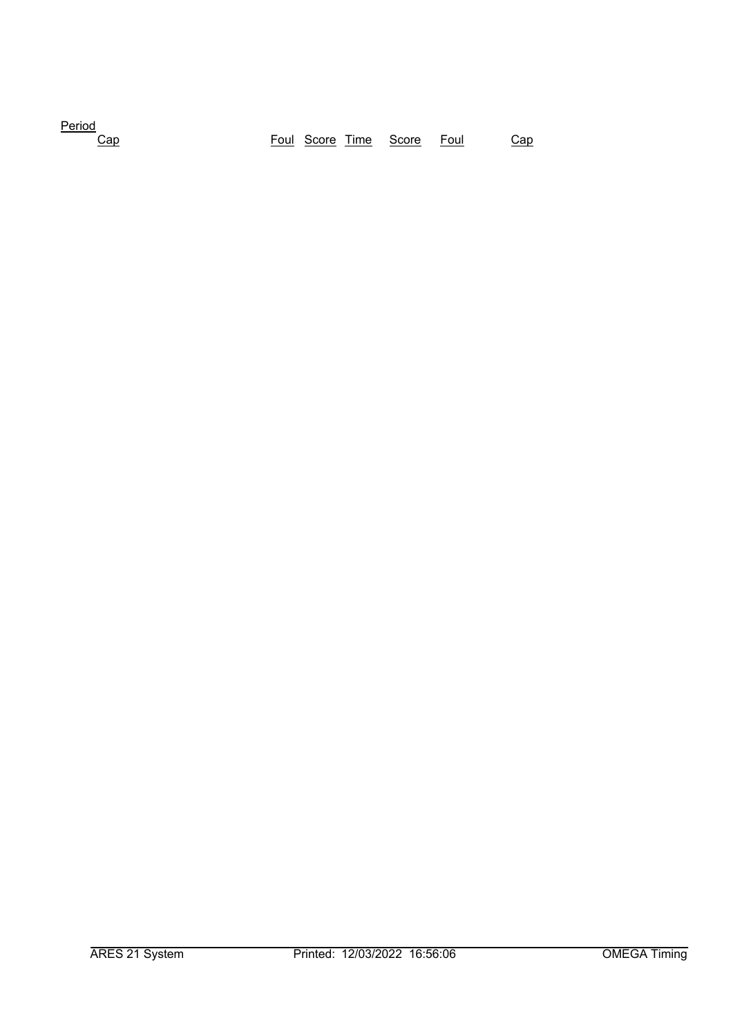Period

| Cap | Foul | Score | Time | Score | Foul | Cap |
|---|---|---|---|---|---|---|